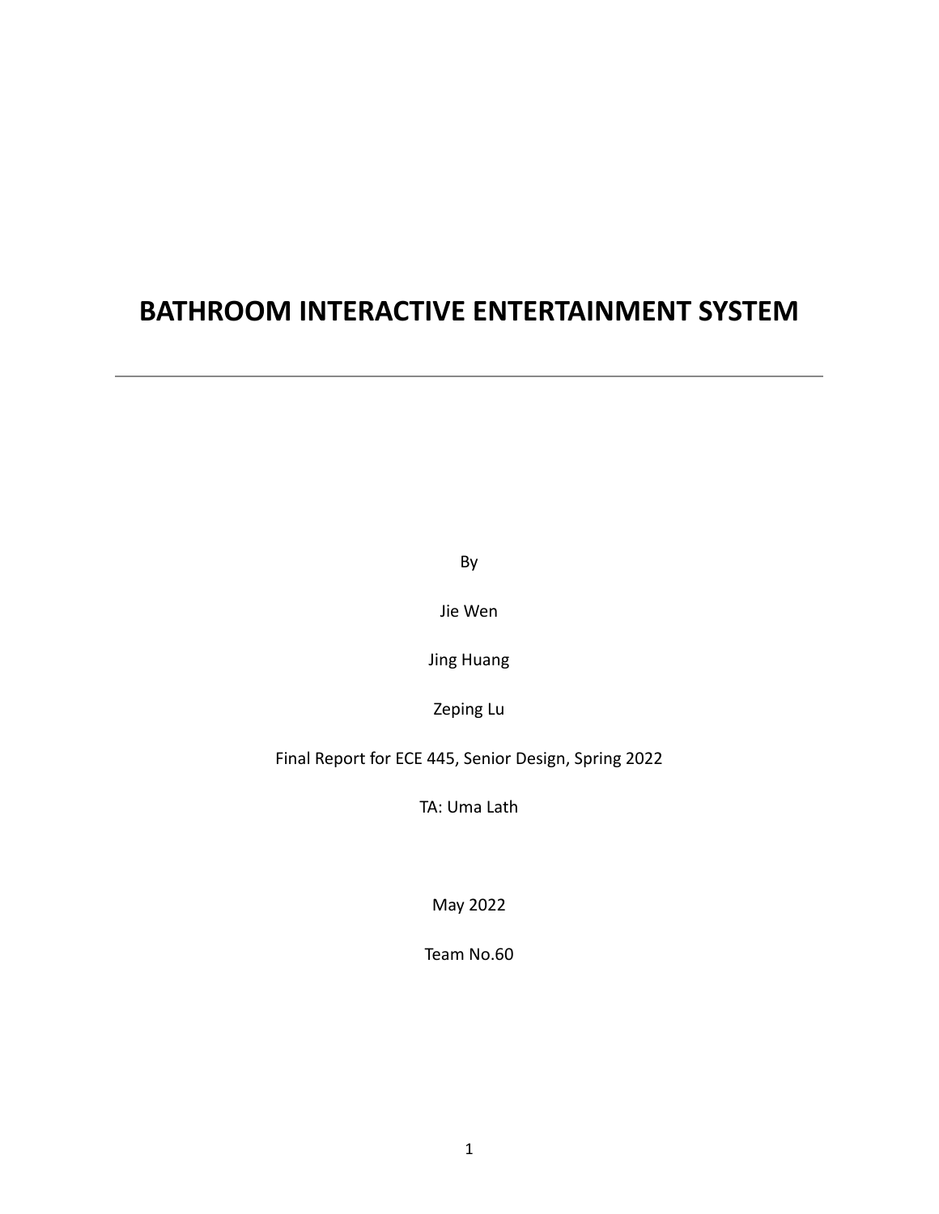# BATHROOM INTERACTIVE ENTERTAINMENT SYSTEM

---

By

Jie Wen

Jing Huang

Zeping Lu

Final Report for ECE 445, Senior Design, Spring 2022

TA: Uma Lath

May 2022

Team No.60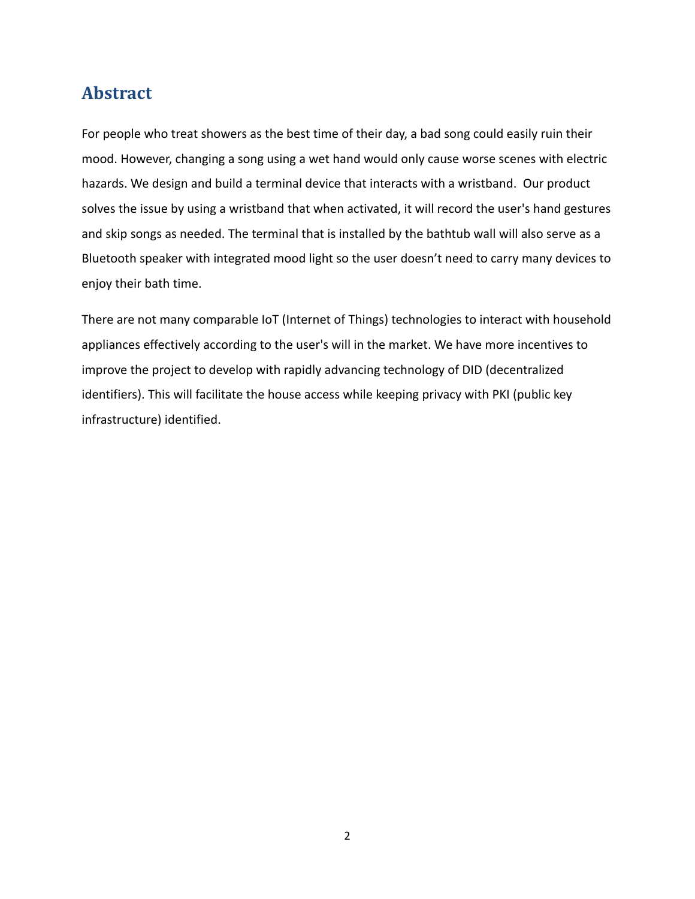## Abstract

For people who treat showers as the best time of their day, a bad song could easily ruin their mood. However, changing a song using a wet hand would only cause worse scenes with electric hazards. We design and build a terminal device that interacts with a wristband.  Our product solves the issue by using a wristband that when activated, it will record the user's hand gestures and skip songs as needed. The terminal that is installed by the bathtub wall will also serve as a Bluetooth speaker with integrated mood light so the user doesn't need to carry many devices to enjoy their bath time.

There are not many comparable IoT (Internet of Things) technologies to interact with household appliances effectively according to the user's will in the market. We have more incentives to improve the project to develop with rapidly advancing technology of DID (decentralized identifiers). This will facilitate the house access while keeping privacy with PKI (public key infrastructure) identified.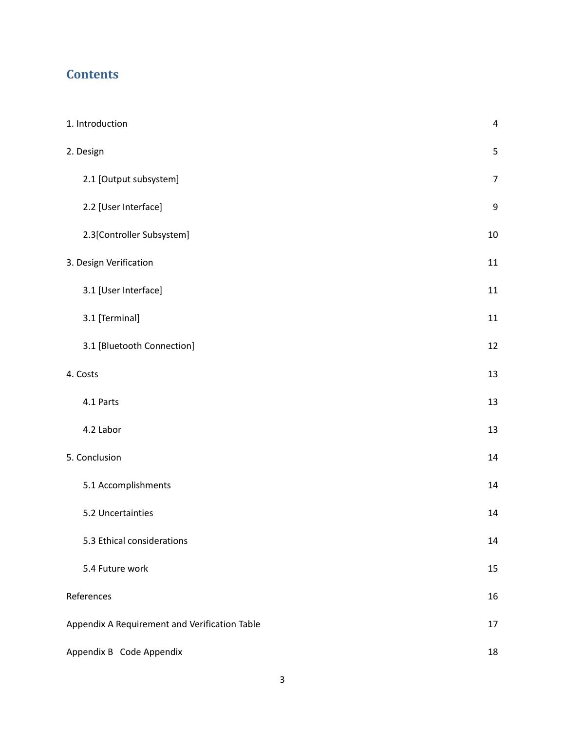# Contents

| | |
|---|---|
| 1. Introduction | 4 |
| 2. Design | 5 |
| 2.1 [Output subsystem] | 7 |
| 2.2 [User Interface] | 9 |
| 2.3[Controller Subsystem] | 10 |
| 3. Design Verification | 11 |
| 3.1 [User Interface] | 11 |
| 3.1 [Terminal] | 11 |
| 3.1 [Bluetooth Connection] | 12 |
| 4. Costs | 13 |
| 4.1 Parts | 13 |
| 4.2 Labor | 13 |
| 5. Conclusion | 14 |
| 5.1 Accomplishments | 14 |
| 5.2 Uncertainties | 14 |
| 5.3 Ethical considerations | 14 |
| 5.4 Future work | 15 |
| References | 16 |
| Appendix A Requirement and Verification Table | 17 |
| Appendix B Code Appendix | 18 |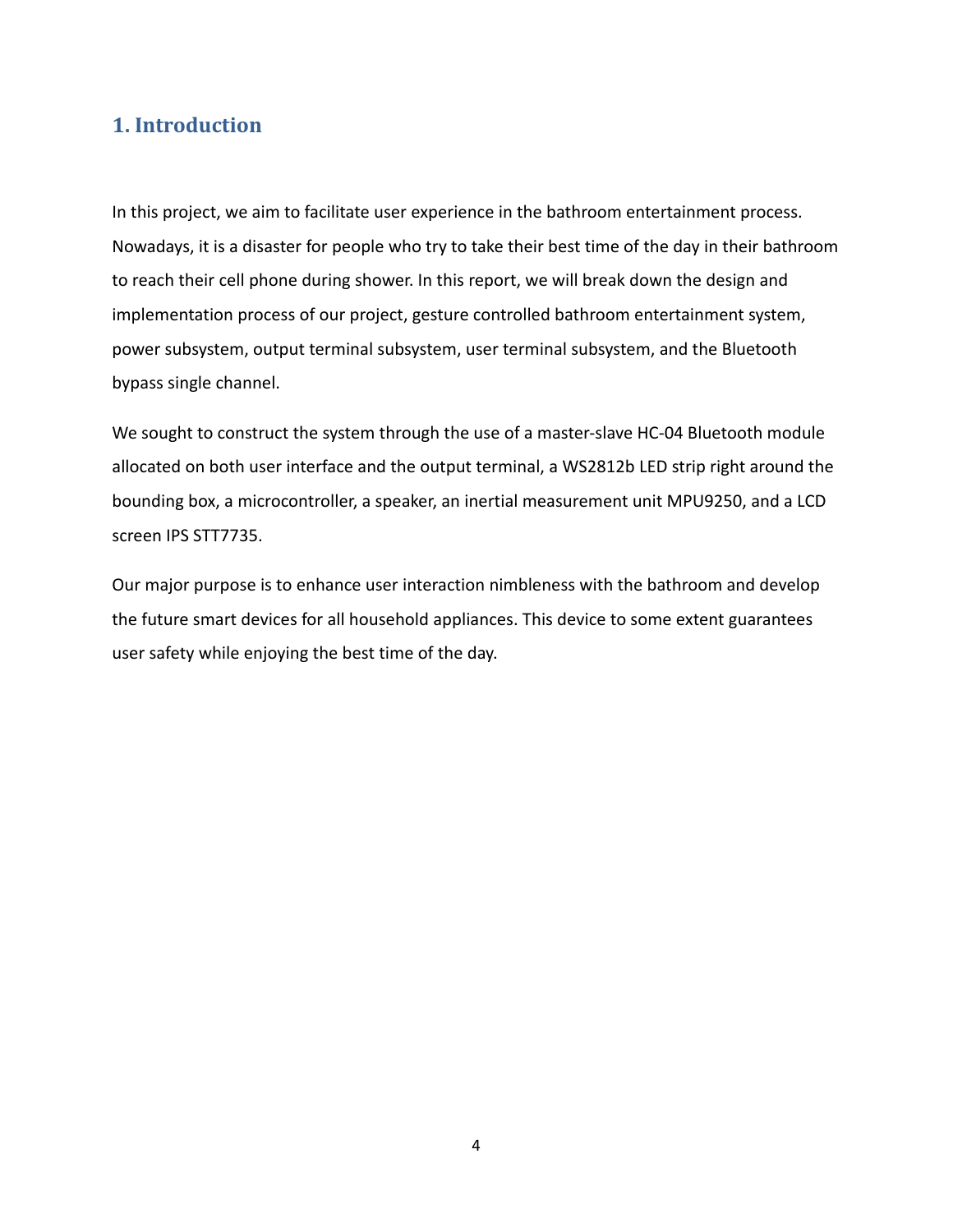## 1. Introduction

In this project, we aim to facilitate user experience in the bathroom entertainment process. Nowadays, it is a disaster for people who try to take their best time of the day in their bathroom to reach their cell phone during shower. In this report, we will break down the design and implementation process of our project, gesture controlled bathroom entertainment system, power subsystem, output terminal subsystem, user terminal subsystem, and the Bluetooth bypass single channel.

We sought to construct the system through the use of a master-slave HC-04 Bluetooth module allocated on both user interface and the output terminal, a WS2812b LED strip right around the bounding box, a microcontroller, a speaker, an inertial measurement unit MPU9250, and a LCD screen IPS STT7735.

Our major purpose is to enhance user interaction nimbleness with the bathroom and develop the future smart devices for all household appliances. This device to some extent guarantees user safety while enjoying the best time of the day.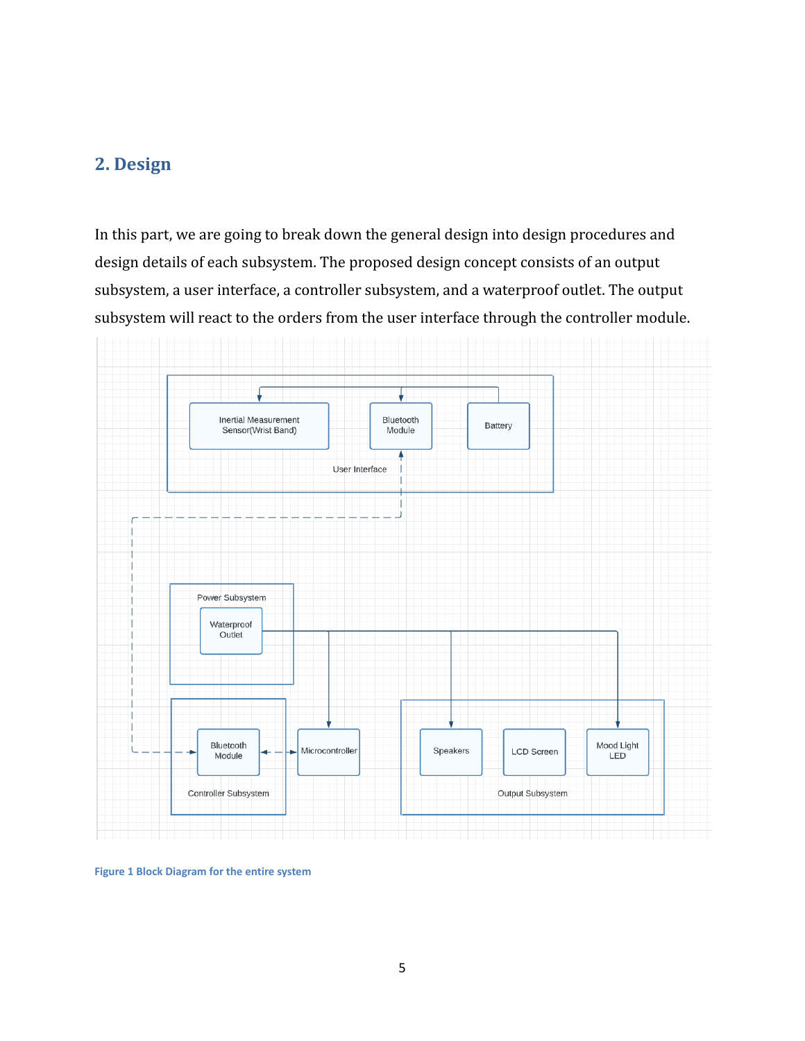## 2. Design

In this part, we are going to break down the general design into design procedures and design details of each subsystem. The proposed design concept consists of an output subsystem, a user interface, a controller subsystem, and a waterproof outlet. The output subsystem will react to the orders from the user interface through the controller module.

**Figure 1 Block Diagram for the entire system**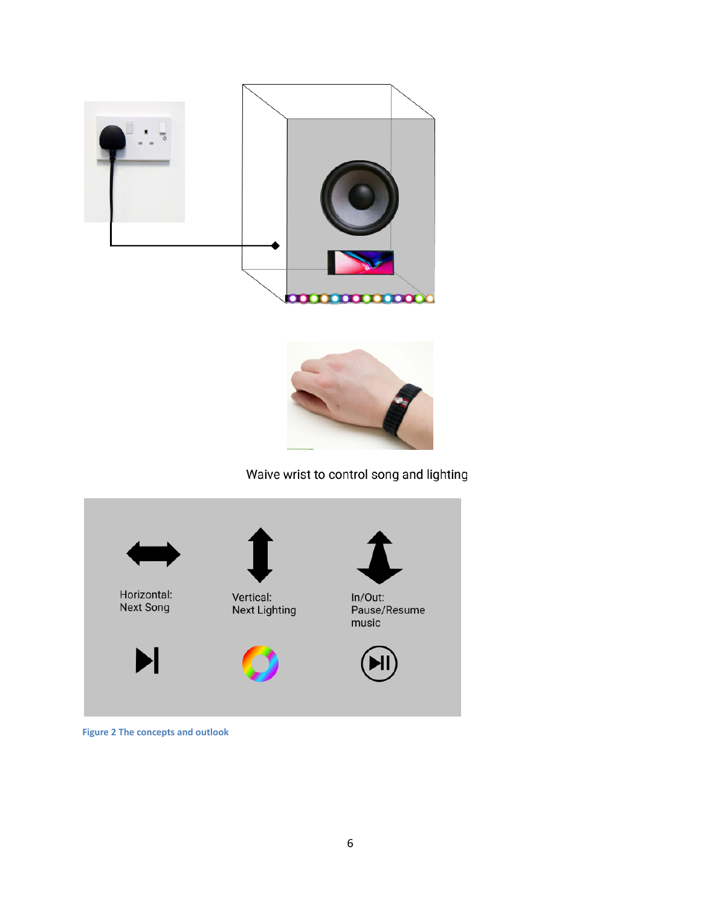Waive wrist to control song and lighting

Horizontal: Next Song

Vertical: Next Lighting

In/Out: Pause/Resume music

**Figure 2 The concepts and outlook**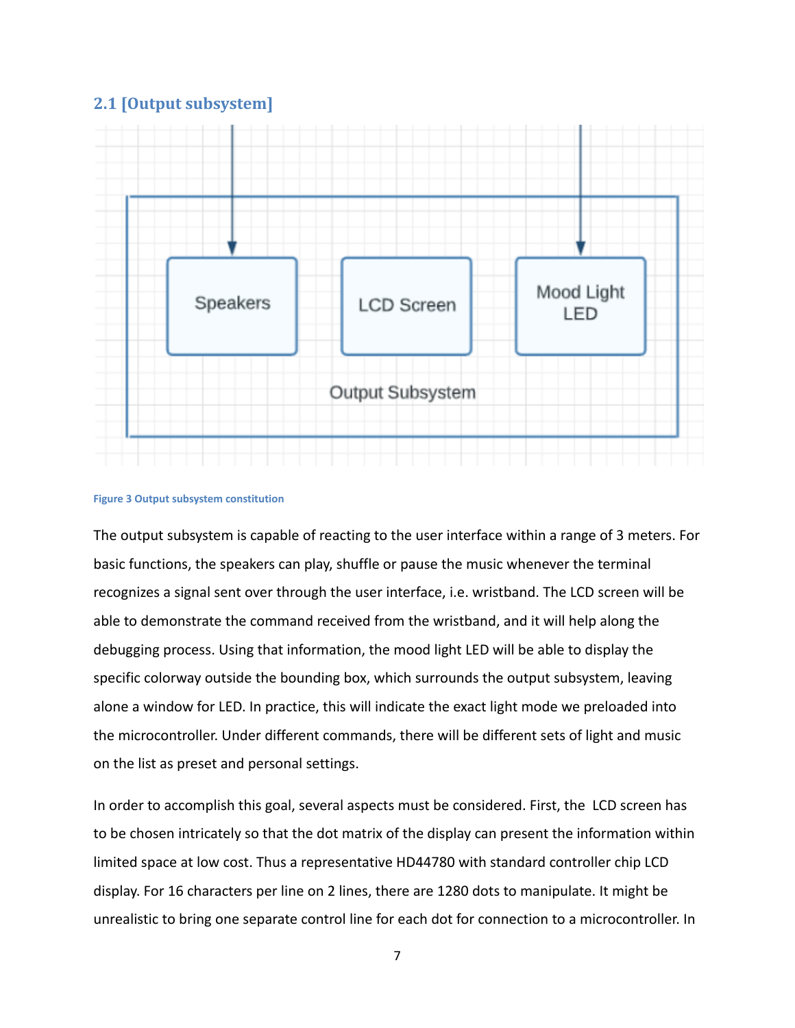## 2.1 [Output subsystem]

Figure 3 Output subsystem constitution

The output subsystem is capable of reacting to the user interface within a range of 3 meters. For basic functions, the speakers can play, shuffle or pause the music whenever the terminal recognizes a signal sent over through the user interface, i.e. wristband. The LCD screen will be able to demonstrate the command received from the wristband, and it will help along the debugging process. Using that information, the mood light LED will be able to display the specific colorway outside the bounding box, which surrounds the output subsystem, leaving alone a window for LED. In practice, this will indicate the exact light mode we preloaded into the microcontroller. Under different commands, there will be different sets of light and music on the list as preset and personal settings.

In order to accomplish this goal, several aspects must be considered. First, the LCD screen has to be chosen intricately so that the dot matrix of the display can present the information within limited space at low cost. Thus a representative HD44780 with standard controller chip LCD display. For 16 characters per line on 2 lines, there are 1280 dots to manipulate. It might be unrealistic to bring one separate control line for each dot for connection to a microcontroller. In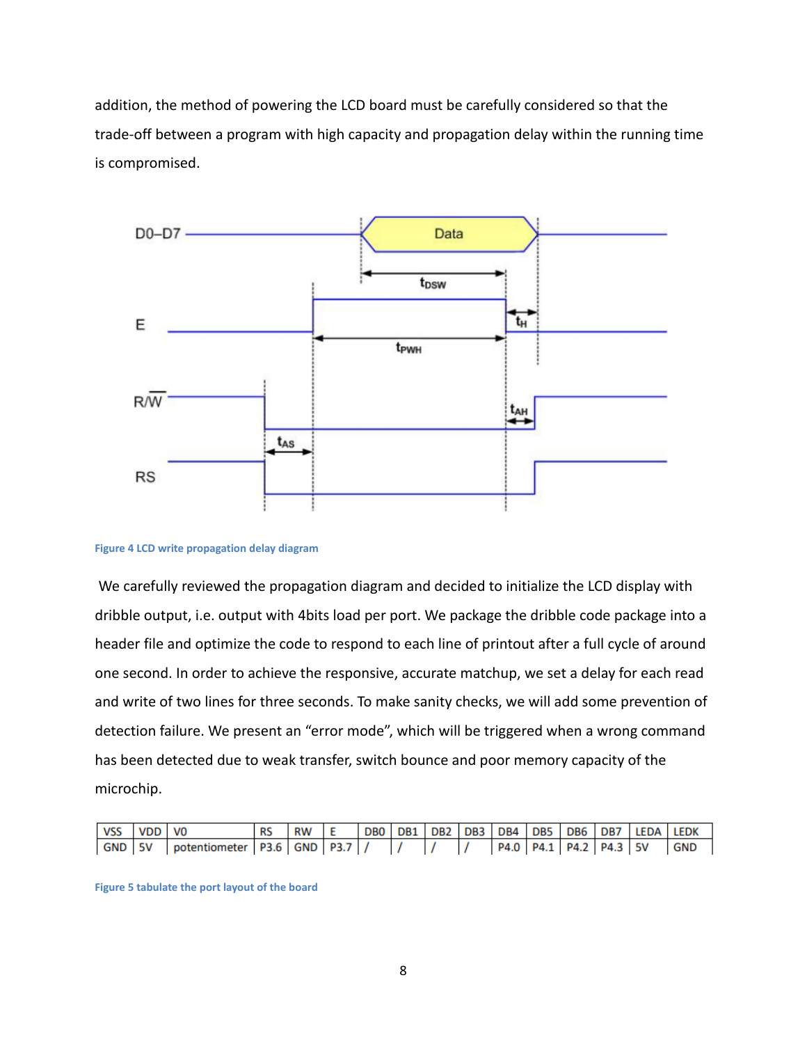addition, the method of powering the LCD board must be carefully considered so that the trade-off between a program with high capacity and propagation delay within the running time is compromised.

Figure 4 LCD write propagation delay diagram

We carefully reviewed the propagation diagram and decided to initialize the LCD display with dribble output, i.e. output with 4bits load per port. We package the dribble code package into a header file and optimize the code to respond to each line of printout after a full cycle of around one second. In order to achieve the responsive, accurate matchup, we set a delay for each read and write of two lines for three seconds. To make sanity checks, we will add some prevention of detection failure. We present an "error mode", which will be triggered when a wrong command has been detected due to weak transfer, switch bounce and poor memory capacity of the microchip.

| VSS | VDD | V0 | RS | RW | E | DB0 | DB1 | DB2 | DB3 | DB4 | DB5 | DB6 | DB7 | LEDA | LEDK |
|---|---|---|---|---|---|---|---|---|---|---|---|---|---|---|---|
| GND | 5V | potentiometer | P3.6 | GND | P3.7 | / | / | / | / | P4.0 | P4.1 | P4.2 | P4.3 | 5V | GND |

Figure 5 tabulate the port layout of the board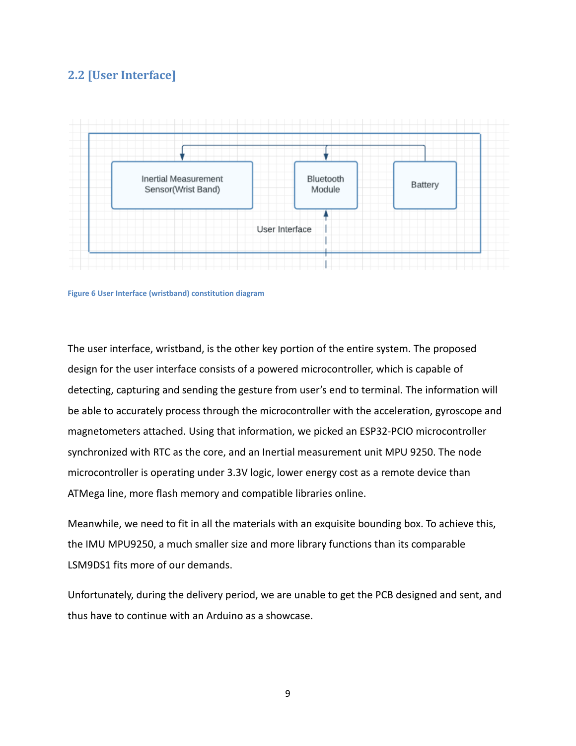## 2.2 [User Interface]

Inertial Measurement Sensor(Wrist Band)

Bluetooth Module

Battery

User Interface

Figure 6 User Interface (wristband) constitution diagram

The user interface, wristband, is the other key portion of the entire system. The proposed design for the user interface consists of a powered microcontroller, which is capable of detecting, capturing and sending the gesture from user's end to terminal. The information will be able to accurately process through the microcontroller with the acceleration, gyroscope and magnetometers attached. Using that information, we picked an ESP32-PCIO microcontroller synchronized with RTC as the core, and an Inertial measurement unit MPU 9250. The node microcontroller is operating under 3.3V logic, lower energy cost as a remote device than ATMega line, more flash memory and compatible libraries online.

Meanwhile, we need to fit in all the materials with an exquisite bounding box. To achieve this, the IMU MPU9250, a much smaller size and more library functions than its comparable LSM9DS1 fits more of our demands.

Unfortunately, during the delivery period, we are unable to get the PCB designed and sent, and thus have to continue with an Arduino as a showcase.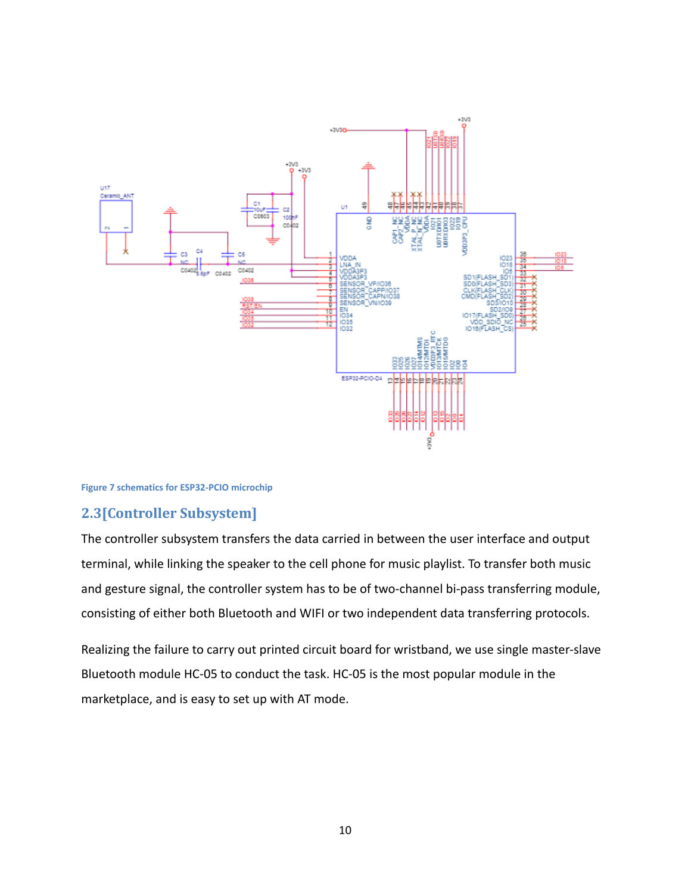Figure 7 schematics for ESP32-PCIO microchip

## 2.3[Controller Subsystem]

The controller subsystem transfers the data carried in between the user interface and output terminal, while linking the speaker to the cell phone for music playlist. To transfer both music and gesture signal, the controller system has to be of two-channel bi-pass transferring module, consisting of either both Bluetooth and WIFI or two independent data transferring protocols.

Realizing the failure to carry out printed circuit board for wristband, we use single master-slave Bluetooth module HC-05 to conduct the task. HC-05 is the most popular module in the marketplace, and is easy to set up with AT mode.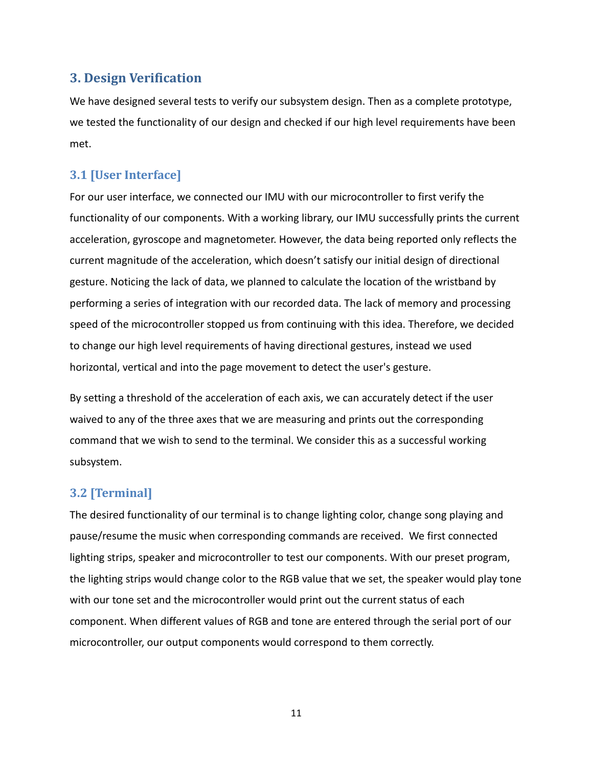## 3. Design Verification

We have designed several tests to verify our subsystem design. Then as a complete prototype, we tested the functionality of our design and checked if our high level requirements have been met.

### 3.1 [User Interface]

For our user interface, we connected our IMU with our microcontroller to first verify the functionality of our components. With a working library, our IMU successfully prints the current acceleration, gyroscope and magnetometer. However, the data being reported only reflects the current magnitude of the acceleration, which doesn't satisfy our initial design of directional gesture. Noticing the lack of data, we planned to calculate the location of the wristband by performing a series of integration with our recorded data. The lack of memory and processing speed of the microcontroller stopped us from continuing with this idea. Therefore, we decided to change our high level requirements of having directional gestures, instead we used horizontal, vertical and into the page movement to detect the user's gesture.

By setting a threshold of the acceleration of each axis, we can accurately detect if the user waived to any of the three axes that we are measuring and prints out the corresponding command that we wish to send to the terminal. We consider this as a successful working subsystem.

### 3.2 [Terminal]

The desired functionality of our terminal is to change lighting color, change song playing and pause/resume the music when corresponding commands are received. We first connected lighting strips, speaker and microcontroller to test our components. With our preset program, the lighting strips would change color to the RGB value that we set, the speaker would play tone with our tone set and the microcontroller would print out the current status of each component. When different values of RGB and tone are entered through the serial port of our microcontroller, our output components would correspond to them correctly.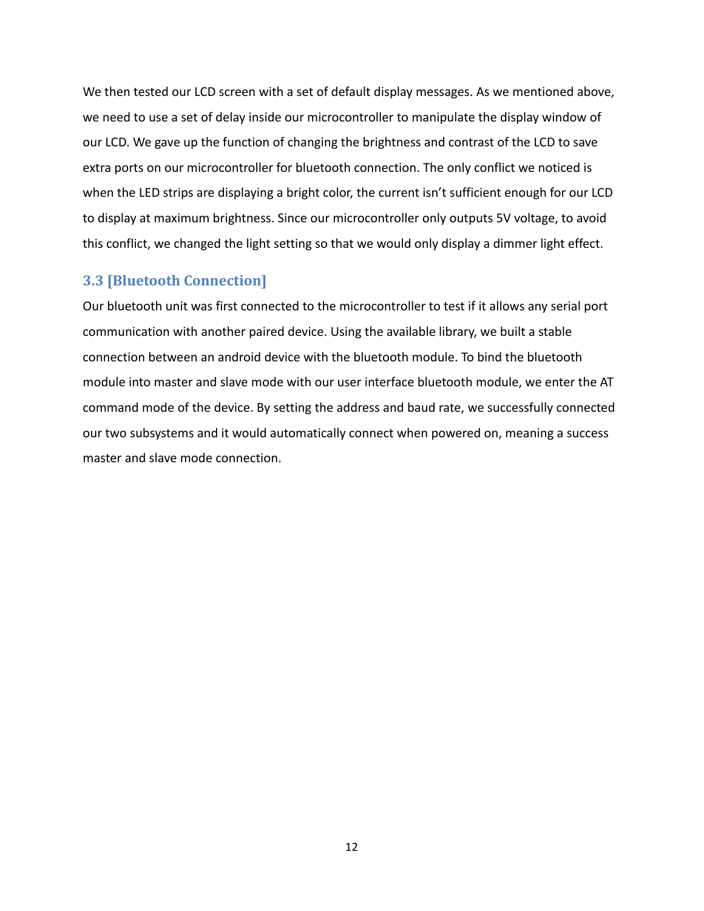We then tested our LCD screen with a set of default display messages. As we mentioned above, we need to use a set of delay inside our microcontroller to manipulate the display window of our LCD. We gave up the function of changing the brightness and contrast of the LCD to save extra ports on our microcontroller for bluetooth connection. The only conflict we noticed is when the LED strips are displaying a bright color, the current isn't sufficient enough for our LCD to display at maximum brightness. Since our microcontroller only outputs 5V voltage, to avoid this conflict, we changed the light setting so that we would only display a dimmer light effect.

### 3.3 [Bluetooth Connection]

Our bluetooth unit was first connected to the microcontroller to test if it allows any serial port communication with another paired device. Using the available library, we built a stable connection between an android device with the bluetooth module. To bind the bluetooth module into master and slave mode with our user interface bluetooth module, we enter the AT command mode of the device. By setting the address and baud rate, we successfully connected our two subsystems and it would automatically connect when powered on, meaning a success master and slave mode connection.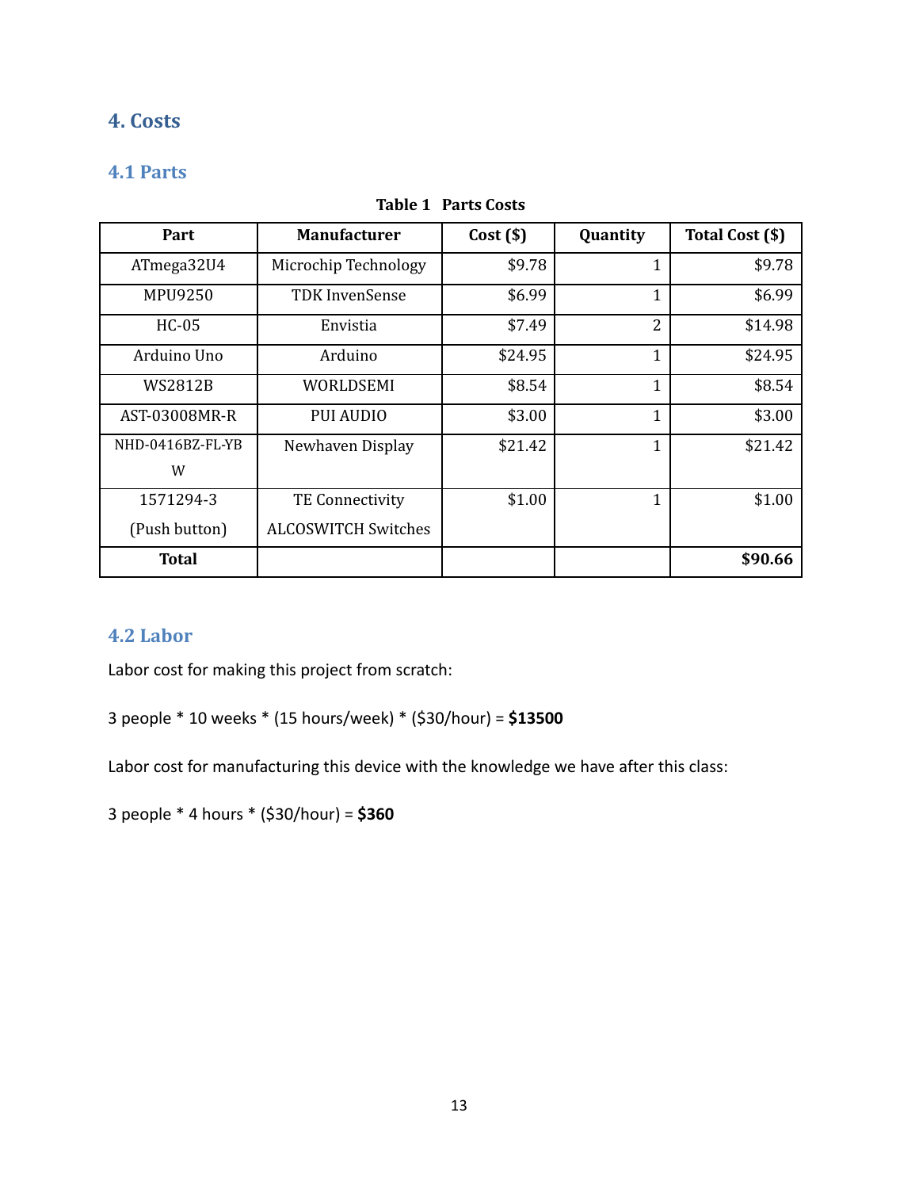# 4. Costs

## 4.1 Parts

**Table 1 Parts Costs**

| Part | Manufacturer | Cost ($) | Quantity | Total Cost ($) |
|---|---|---|---|---|
| ATmega32U4 | Microchip Technology | $9.78 | 1 | $9.78 |
| MPU9250 | TDK InvenSense | $6.99 | 1 | $6.99 |
| HC-05 | Envistia | $7.49 | 2 | $14.98 |
| Arduino Uno | Arduino | $24.95 | 1 | $24.95 |
| WS2812B | WORLDSEMI | $8.54 | 1 | $8.54 |
| AST-03008MR-R | PUI AUDIO | $3.00 | 1 | $3.00 |
| NHD-0416BZ-FL-YBW | Newhaven Display | $21.42 | 1 | $21.42 |
| 1571294-3 (Push button) | TE Connectivity ALCOSWITCH Switches | $1.00 | 1 | $1.00 |
| **Total** | | | | **$90.66** |

## 4.2 Labor

Labor cost for making this project from scratch:

3 people * 10 weeks * (15 hours/week) * ($30/hour) = **$13500**

Labor cost for manufacturing this device with the knowledge we have after this class:

3 people * 4 hours * ($30/hour) = **$360**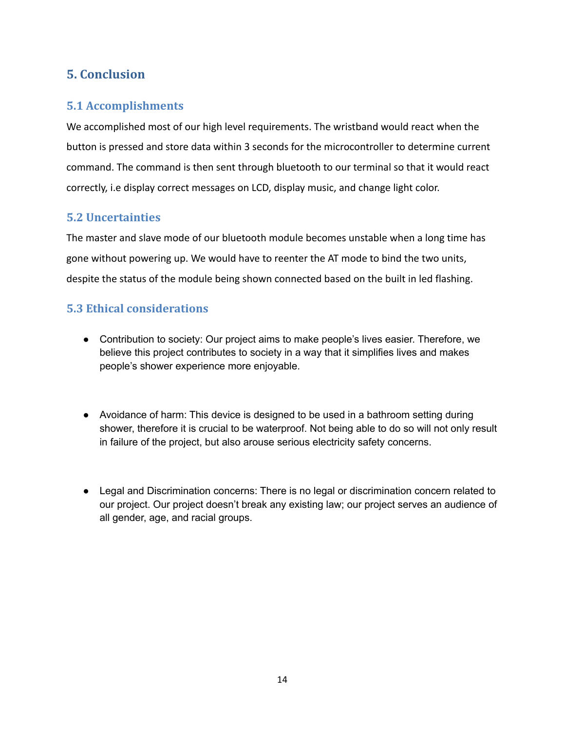## 5. Conclusion

### 5.1 Accomplishments

We accomplished most of our high level requirements. The wristband would react when the button is pressed and store data within 3 seconds for the microcontroller to determine current command. The command is then sent through bluetooth to our terminal so that it would react correctly, i.e display correct messages on LCD, display music, and change light color.

### 5.2 Uncertainties

The master and slave mode of our bluetooth module becomes unstable when a long time has gone without powering up. We would have to reenter the AT mode to bind the two units, despite the status of the module being shown connected based on the built in led flashing.

### 5.3 Ethical considerations

- Contribution to society: Our project aims to make people's lives easier. Therefore, we believe this project contributes to society in a way that it simplifies lives and makes people's shower experience more enjoyable.

- Avoidance of harm: This device is designed to be used in a bathroom setting during shower, therefore it is crucial to be waterproof. Not being able to do so will not only result in failure of the project, but also arouse serious electricity safety concerns.

- Legal and Discrimination concerns: There is no legal or discrimination concern related to our project. Our project doesn't break any existing law; our project serves an audience of all gender, age, and racial groups.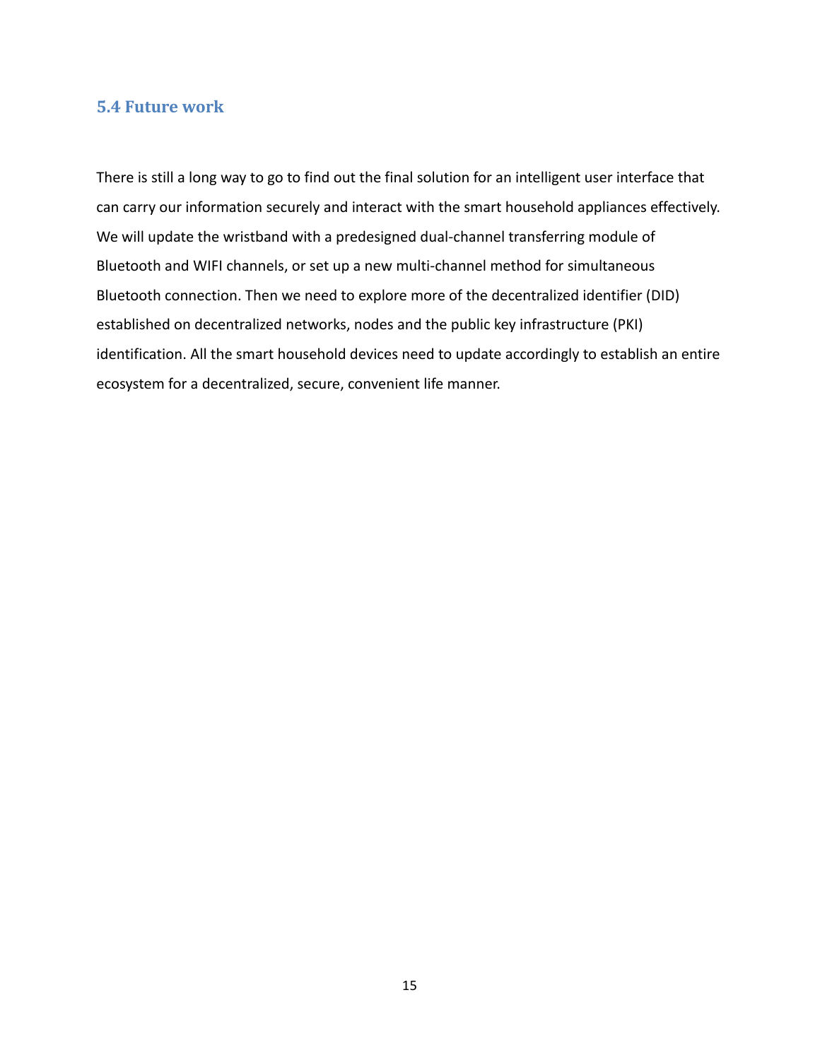### 5.4 Future work

There is still a long way to go to find out the final solution for an intelligent user interface that can carry our information securely and interact with the smart household appliances effectively. We will update the wristband with a predesigned dual-channel transferring module of Bluetooth and WIFI channels, or set up a new multi-channel method for simultaneous Bluetooth connection. Then we need to explore more of the decentralized identifier (DID) established on decentralized networks, nodes and the public key infrastructure (PKI) identification. All the smart household devices need to update accordingly to establish an entire ecosystem for a decentralized, secure, convenient life manner.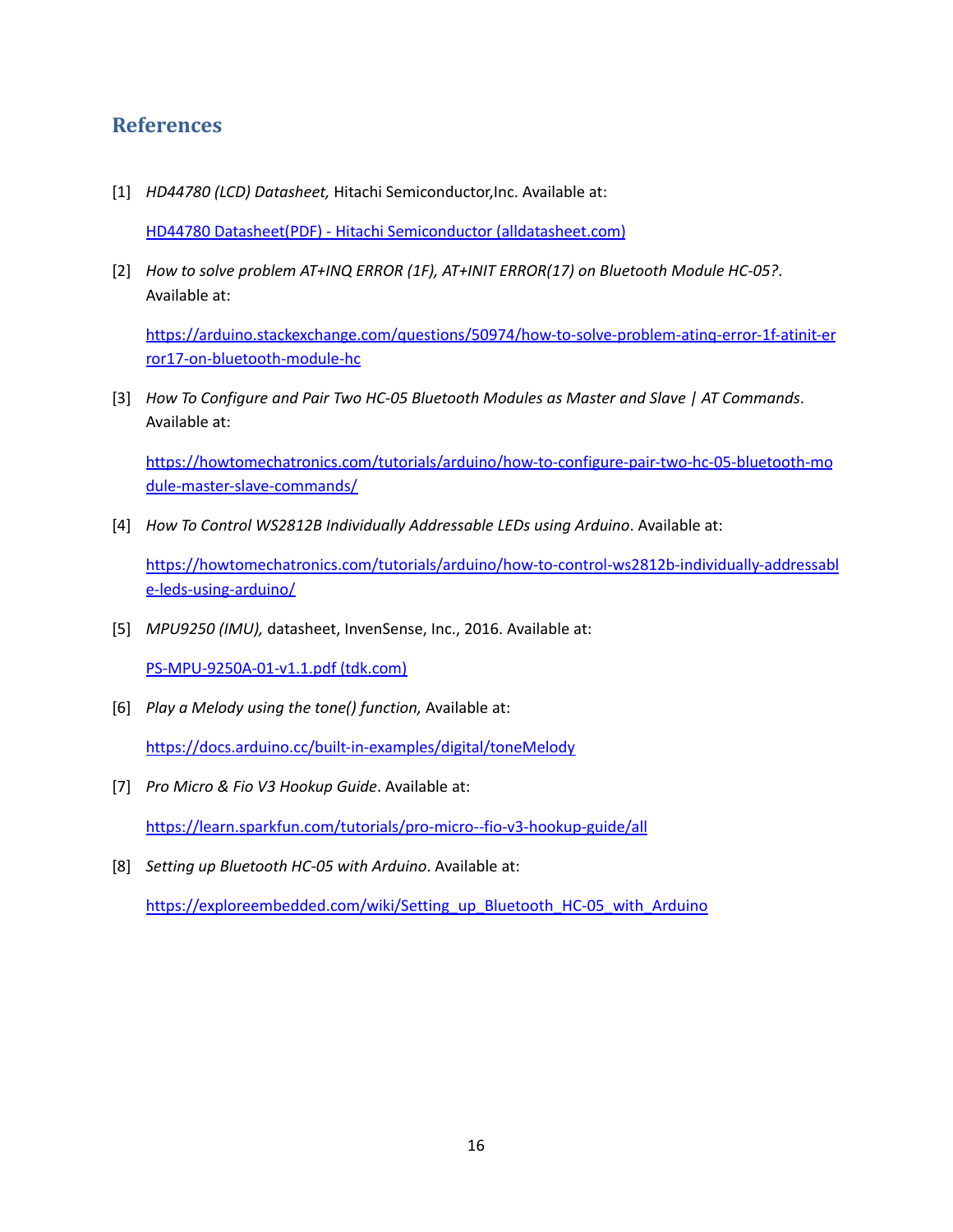## References

[1] *HD44780 (LCD) Datasheet,* Hitachi Semiconductor,Inc. Available at:

[HD44780 Datasheet(PDF) - Hitachi Semiconductor (alldatasheet.com)]()

[2] *How to solve problem AT+INQ ERROR (1F), AT+INIT ERROR(17) on Bluetooth Module HC-05?*. Available at:

https://arduino.stackexchange.com/questions/50974/how-to-solve-problem-atinq-error-1f-atinit-error17-on-bluetooth-module-hc

[3] *How To Configure and Pair Two HC-05 Bluetooth Modules as Master and Slave | AT Commands*. Available at:

https://howtomechatronics.com/tutorials/arduino/how-to-configure-pair-two-hc-05-bluetooth-module-master-slave-commands/

[4] *How To Control WS2812B Individually Addressable LEDs using Arduino*. Available at:

https://howtomechatronics.com/tutorials/arduino/how-to-control-ws2812b-individually-addressable-leds-using-arduino/

[5] *MPU9250 (IMU),* datasheet, InvenSense, Inc., 2016. Available at:

[PS-MPU-9250A-01-v1.1.pdf (tdk.com)]()

[6] *Play a Melody using the tone() function,* Available at:

https://docs.arduino.cc/built-in-examples/digital/toneMelody

[7] *Pro Micro & Fio V3 Hookup Guide*. Available at:

https://learn.sparkfun.com/tutorials/pro-micro--fio-v3-hookup-guide/all

[8] *Setting up Bluetooth HC-05 with Arduino*. Available at:

https://exploreembedded.com/wiki/Setting_up_Bluetooth_HC-05_with_Arduino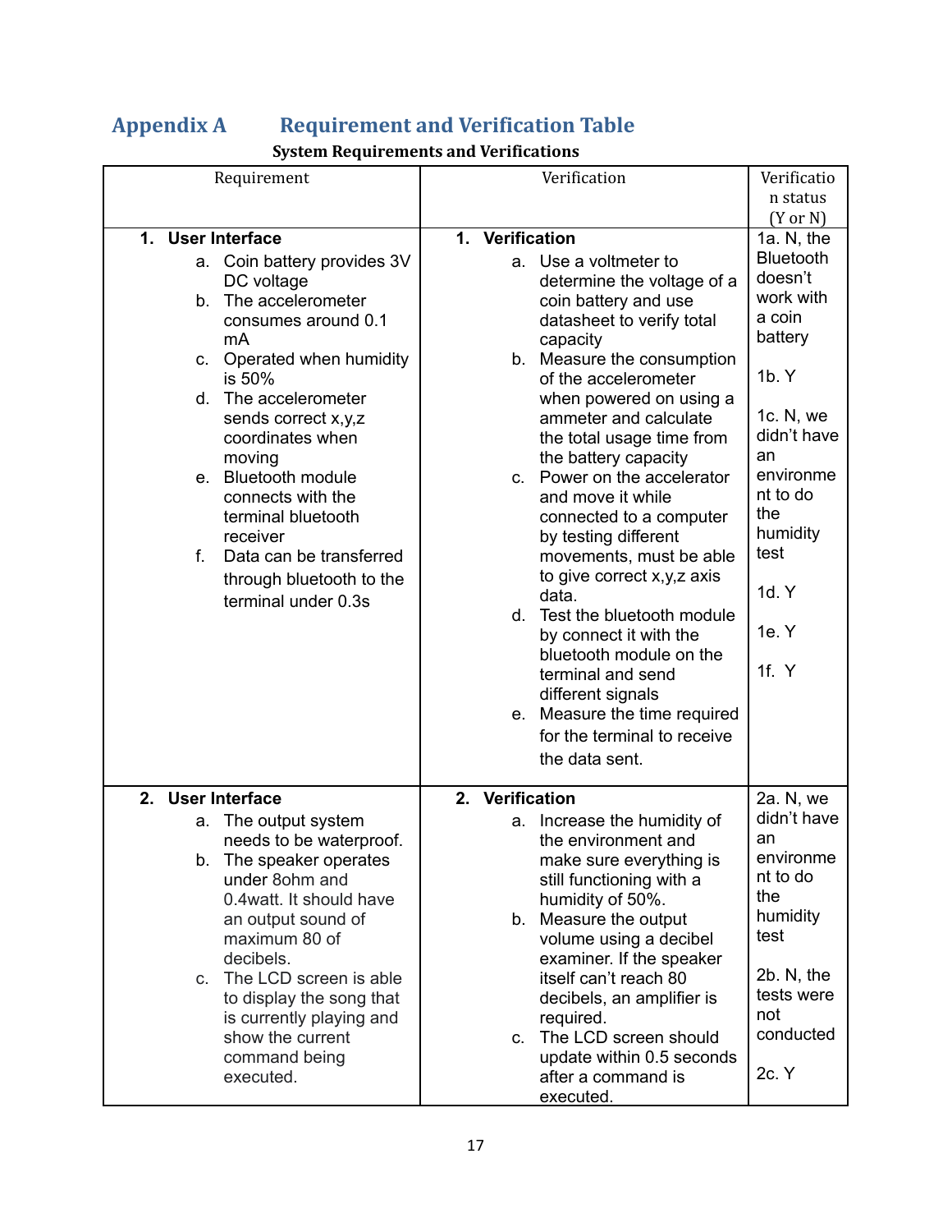# Appendix A Requirement and Verification Table

**System Requirements and Verifications**

| Requirement | Verification | Verification status (Y or N) |
|---|---|---|
| **1. User Interface**<br>a. Coin battery provides 3V DC voltage<br>b. The accelerometer consumes around 0.1 mA<br>c. Operated when humidity is 50%<br>d. The accelerometer sends correct x,y,z coordinates when moving<br>e. Bluetooth module connects with the terminal bluetooth receiver<br>f. Data can be transferred through bluetooth to the terminal under 0.3s | **1. Verification**<br>a. Use a voltmeter to determine the voltage of a coin battery and use datasheet to verify total capacity<br>b. Measure the consumption of the accelerometer when powered on using a ammeter and calculate the total usage time from the battery capacity<br>c. Power on the accelerator and move it while connected to a computer by testing different movements, must be able to give correct x,y,z axis data.<br>d. Test the bluetooth module by connect it with the bluetooth module on the terminal and send different signals<br>e. Measure the time required for the terminal to receive the data sent. | 1a. N, the Bluetooth doesn't work with a coin battery<br><br>1b. Y<br><br>1c. N, we didn't have an environment to do the humidity test<br><br>1d. Y<br><br>1e. Y<br><br>1f. Y |
| **2. User Interface**<br>a. The output system needs to be waterproof.<br>b. The speaker operates under 8ohm and 0.4watt. It should have an output sound of maximum 80 of decibels.<br>c. The LCD screen is able to display the song that is currently playing and show the current command being executed. | **2. Verification**<br>a. Increase the humidity of the environment and make sure everything is still functioning with a humidity of 50%.<br>b. Measure the output volume using a decibel examiner. If the speaker itself can't reach 80 decibels, an amplifier is required.<br>c. The LCD screen should update within 0.5 seconds after a command is executed. | 2a. N, we didn't have an environment to do the humidity test<br><br>2b. N, the tests were not conducted<br><br>2c. Y |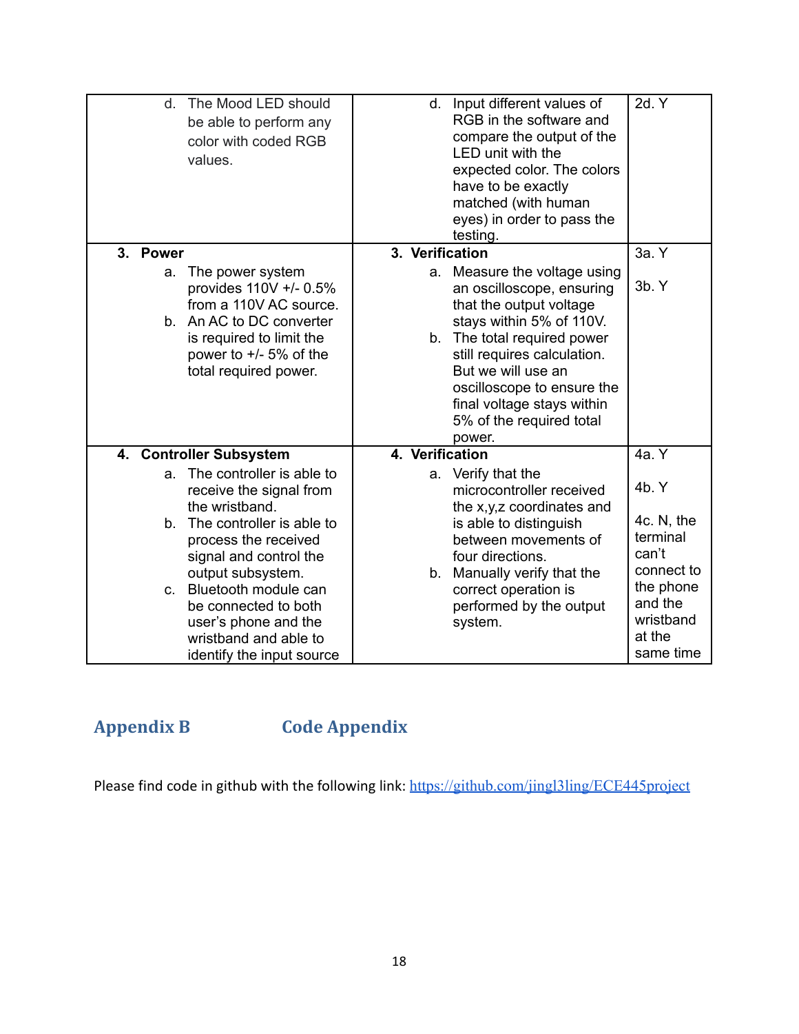| | | |
|---|---|---|
| d. The Mood LED should be able to perform any color with coded RGB values. | d. Input different values of RGB in the software and compare the output of the LED unit with the expected color. The colors have to be exactly matched (with human eyes) in order to pass the testing. | 2d. Y |
| **3. Power**<br>a. The power system provides 110V +/- 0.5% from a 110V AC source.<br>b. An AC to DC converter is required to limit the power to +/- 5% of the total required power. | **3. Verification**<br>a. Measure the voltage using an oscilloscope, ensuring that the output voltage stays within 5% of 110V.<br>b. The total required power still requires calculation. But we will use an oscilloscope to ensure the final voltage stays within 5% of the required total power. | 3a. Y<br><br>3b. Y |
| **4. Controller Subsystem**<br>a. The controller is able to receive the signal from the wristband.<br>b. The controller is able to process the received signal and control the output subsystem.<br>c. Bluetooth module can be connected to both user's phone and the wristband and able to identify the input source | **4. Verification**<br>a. Verify that the microcontroller received the x,y,z coordinates and is able to distinguish between movements of four directions.<br>b. Manually verify that the correct operation is performed by the output system. | 4a. Y<br><br>4b. Y<br><br>4c. N, the terminal can't connect to the phone and the wristband at the same time |

## Appendix B Code Appendix

Please find code in github with the following link: https://github.com/jingl3ling/ECE445project